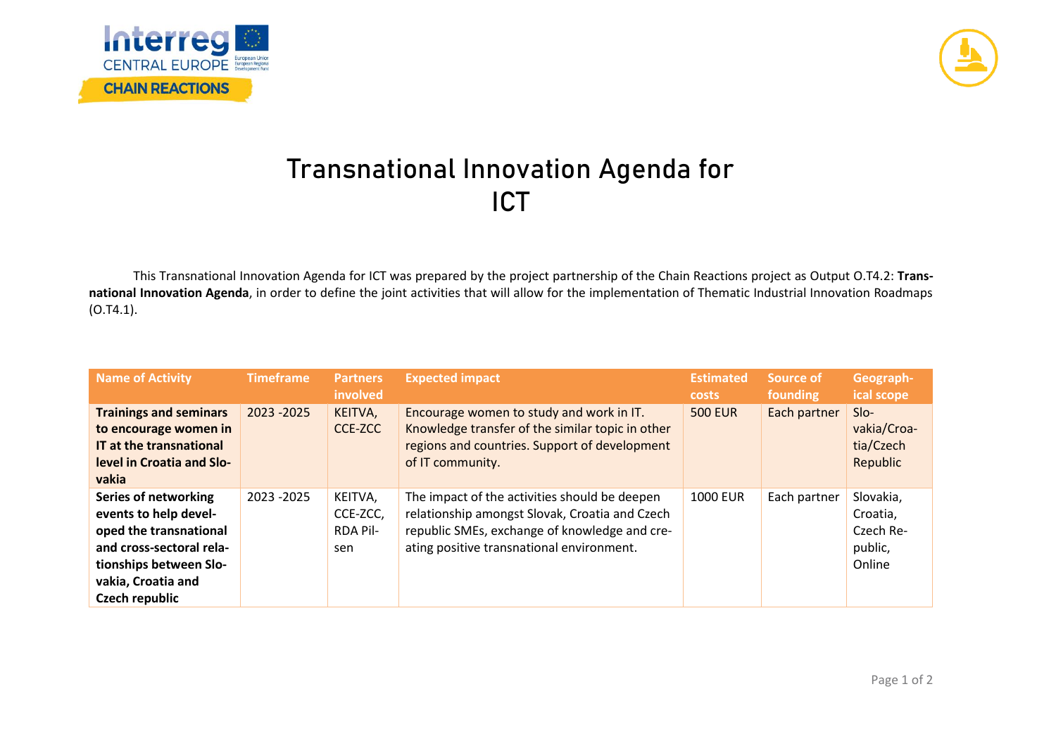# Transnational Innovation Agenda for ICT

This Transnational Innovation Agenda for ICT was prepared by the project partnership of the Chain Reactions project as Output O.T4.2: **Transnational Innovation Agenda**, in order to define the joint activities that will allow for the implementation of Thematic Industrial Innovation Roadmaps (O.T4.1).

| Name of Activity | Timeframe | Partners involved | Expected impact | Estimated costs | Source of founding | Geographical scope |
|---|---|---|---|---|---|---|
| **Trainings and seminars to encourage women in IT at the transnational level in Croatia and Slovakia** | 2023 -2025 | KEITVA, CCE-ZCC | Encourage women to study and work in IT. Knowledge transfer of the similar topic in other regions and countries. Support of development of IT community. | 500 EUR | Each partner | Slovakia/Croatia/Czech Republic |
| **Series of networking events to help developed the transnational and cross-sectoral relationships between Slovakia, Croatia and Czech republic** | 2023 -2025 | KEITVA, CCE-ZCC, RDA Pilsen | The impact of the activities should be deepen relationship amongst Slovak, Croatia and Czech republic SMEs, exchange of knowledge and creating positive transnational environment. | 1000 EUR | Each partner | Slovakia, Croatia, Czech Republic, Online |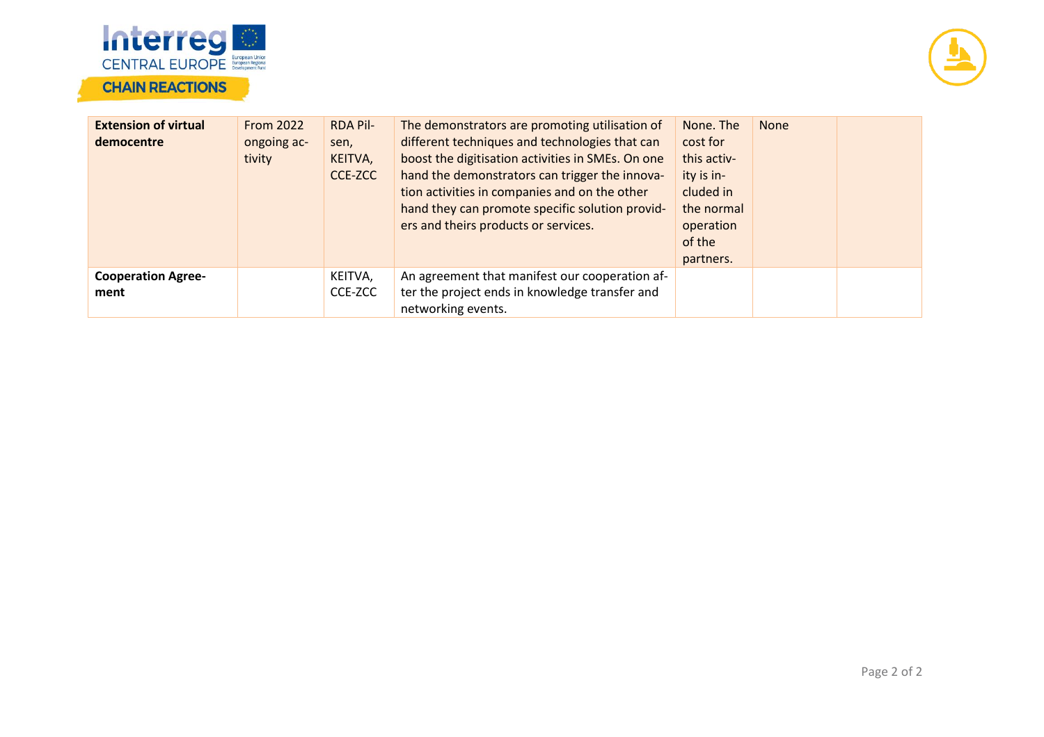| | | | | | | |
|---|---|---|---|---|---|---|
| **Extension of virtual democentre** | From 2022 ongoing activity | RDA Pilsen, KEITVA, CCE-ZCC | The demonstrators are promoting utilisation of different techniques and technologies that can boost the digitisation activities in SMEs. On one hand the demonstrators can trigger the innovation activities in companies and on the other hand they can promote specific solution providers and theirs products or services. | None. The cost for this activity is included in the normal operation of the partners. | None | |
| **Cooperation Agreement** | | KEITVA, CCE-ZCC | An agreement that manifest our cooperation after the project ends in knowledge transfer and networking events. | | | |